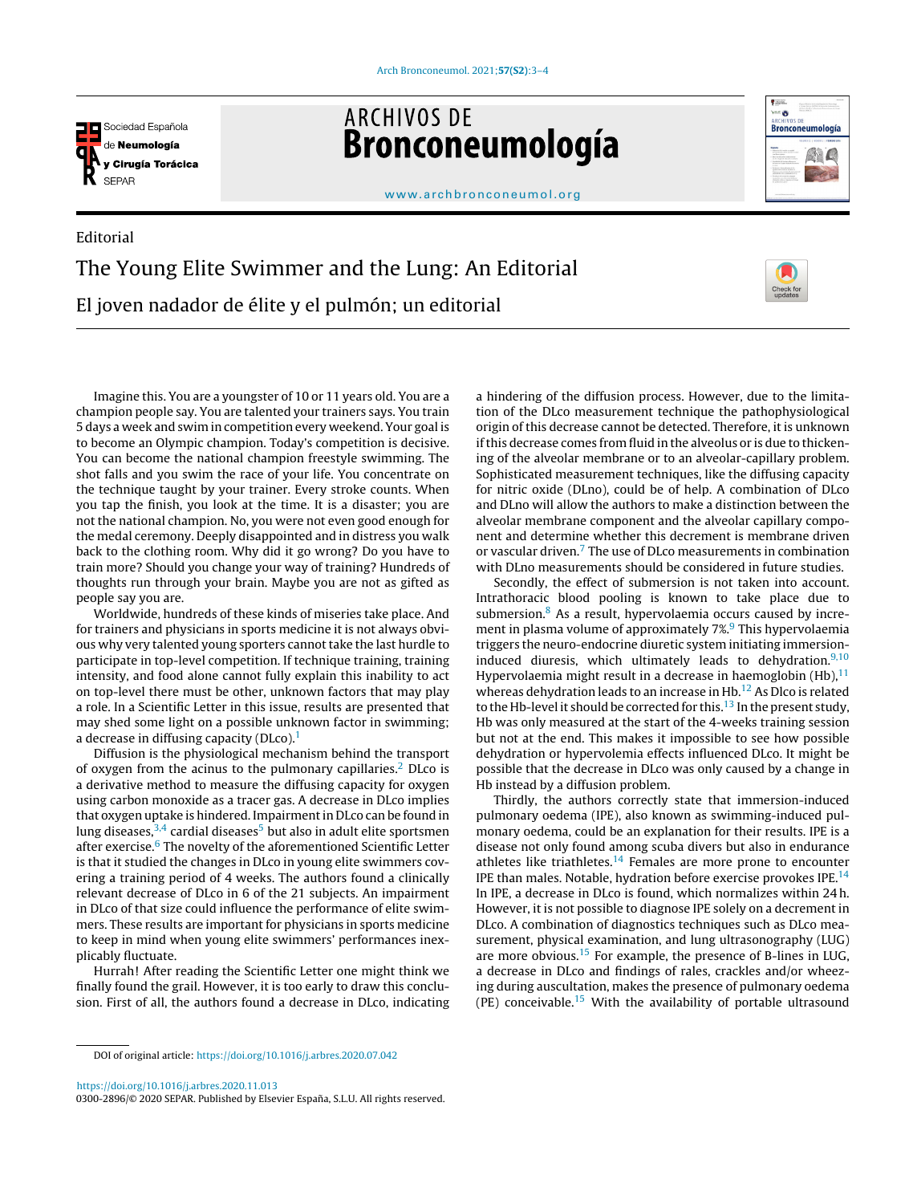Editorial

# The Young Elite Swimmer and the Lung: An Editorial

## El joven nadador de élite y el pulmón; un editorial

Imagine this. You are a youngster of 10 or 11 years old. You are a champion people say. You are talented your trainers says. You train 5 days a week and swim in competition every weekend. Your goal is to become an Olympic champion. Today's competition is decisive. You can become the national champion freestyle swimming. The shot falls and you swim the race of your life. You concentrate on the technique taught by your trainer. Every stroke counts. When you tap the finish, you look at the time. It is a disaster; you are not the national champion. No, you were not even good enough for the medal ceremony. Deeply disappointed and in distress you walk back to the clothing room. Why did it go wrong? Do you have to train more? Should you change your way of training? Hundreds of thoughts run through your brain. Maybe you are not as gifted as people say you are.

Worldwide, hundreds of these kinds of miseries take place. And for trainers and physicians in sports medicine it is not always obvious why very talented young sporters cannot take the last hurdle to participate in top-level competition. If technique training, training intensity, and food alone cannot fully explain this inability to act on top-level there must be other, unknown factors that may play a role. In a Scientific Letter in this issue, results are presented that may shed some light on a possible unknown factor in swimming; a decrease in diffusing capacity (DLco).[1]

Diffusion is the physiological mechanism behind the transport of oxygen from the acinus to the pulmonary capillaries.[2] DLco is a derivative method to measure the diffusing capacity for oxygen using carbon monoxide as a tracer gas. A decrease in DLco implies that oxygen uptake is hindered. Impairment in DLco can be found in lung diseases,[3,4] cardial diseases[5] but also in adult elite sportsmen after exercise.[6] The novelty of the aforementioned Scientific Letter is that it studied the changes in DLco in young elite swimmers covering a training period of 4 weeks. The authors found a clinically relevant decrease of DLco in 6 of the 21 subjects. An impairment in DLco of that size could influence the performance of elite swimmers. These results are important for physicians in sports medicine to keep in mind when young elite swimmers' performances inexplicably fluctuate.

Hurrah! After reading the Scientific Letter one might think we finally found the grail. However, it is too early to draw this conclusion. First of all, the authors found a decrease in DLco, indicating a hindering of the diffusion process. However, due to the limitation of the DLco measurement technique the pathophysiological origin of this decrease cannot be detected. Therefore, it is unknown if this decrease comes from fluid in the alveolus or is due to thickening of the alveolar membrane or to an alveolar-capillary problem. Sophisticated measurement techniques, like the diffusing capacity for nitric oxide (DLno), could be of help. A combination of DLco and DLno will allow the authors to make a distinction between the alveolar membrane component and the alveolar capillary component and determine whether this decrement is membrane driven or vascular driven.[7] The use of DLco measurements in combination with DLno measurements should be considered in future studies.

Secondly, the effect of submersion is not taken into account. Intrathoracic blood pooling is known to take place due to submersion.[8] As a result, hypervolaemia occurs caused by increment in plasma volume of approximately 7%.[9] This hypervolaemia triggers the neuro-endocrine diuretic system initiating immersion-induced diuresis, which ultimately leads to dehydration.[9,10] Hypervolaemia might result in a decrease in haemoglobin (Hb),[11] whereas dehydration leads to an increase in Hb.[12] As Dlco is related to the Hb-level it should be corrected for this.[13] In the present study, Hb was only measured at the start of the 4-weeks training session but not at the end. This makes it impossible to see how possible dehydration or hypervolemia effects influenced DLco. It might be possible that the decrease in DLco was only caused by a change in Hb instead by a diffusion problem.

Thirdly, the authors correctly state that immersion-induced pulmonary oedema (IPE), also known as swimming-induced pulmonary oedema, could be an explanation for their results. IPE is a disease not only found among scuba divers but also in endurance athletes like triathletes.[14] Females are more prone to encounter IPE than males. Notable, hydration before exercise provokes IPE.[14] In IPE, a decrease in DLco is found, which normalizes within 24 h. However, it is not possible to diagnose IPE solely on a decrement in DLco. A combination of diagnostics techniques such as DLco measurement, physical examination, and lung ultrasonography (LUG) are more obvious.[15] For example, the presence of B-lines in LUG, a decrease in DLco and findings of rales, crackles and/or wheezing during auscultation, makes the presence of pulmonary oedema (PE) conceivable.[15] With the availability of portable ultrasound

---

DOI of original article: https://doi.org/10.1016/j.arbres.2020.07.042

https://doi.org/10.1016/j.arbres.2020.11.013
0300-2896/© 2020 SEPAR. Published by Elsevier España, S.L.U. All rights reserved.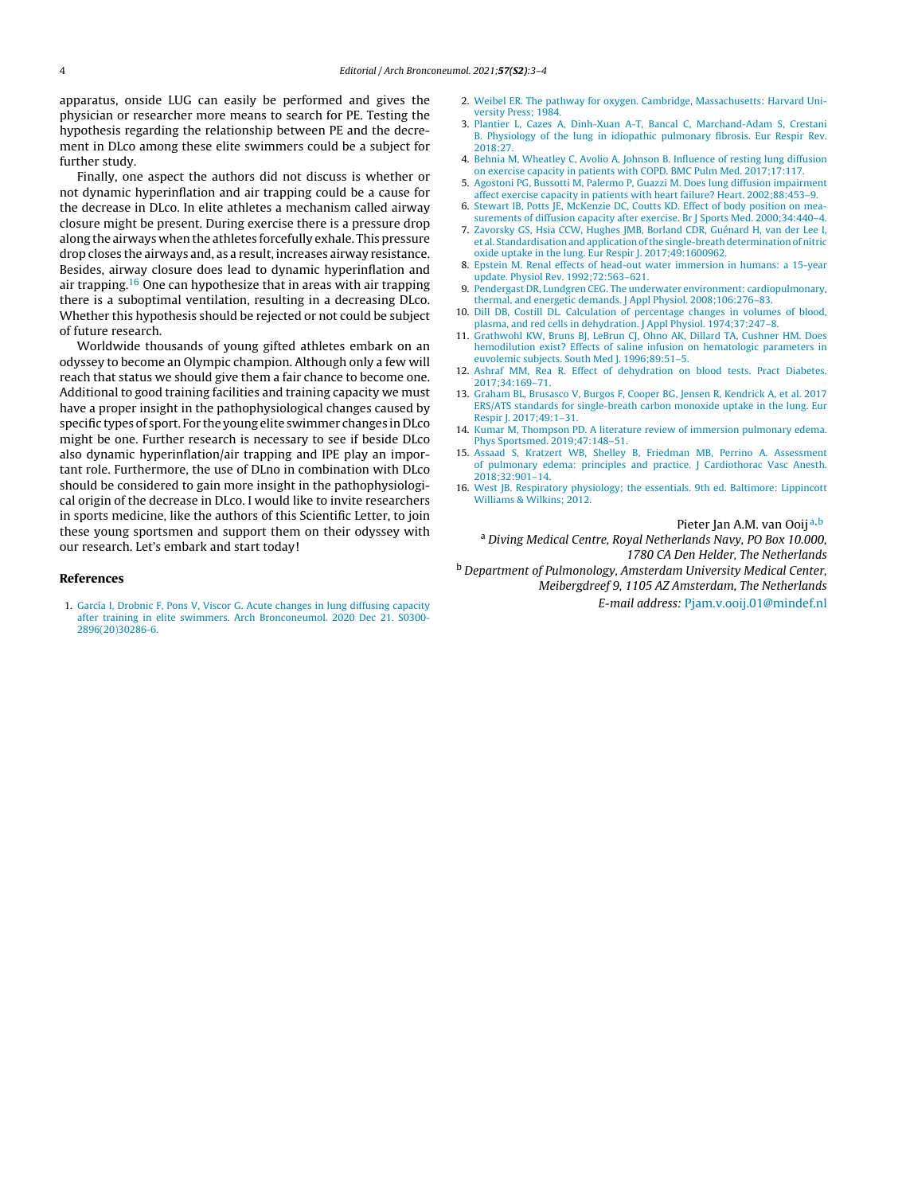apparatus, onside LUG can easily be performed and gives the physician or researcher more means to search for PE. Testing the hypothesis regarding the relationship between PE and the decrement in DLco among these elite swimmers could be a subject for further study.

Finally, one aspect the authors did not discuss is whether or not dynamic hyperinflation and air trapping could be a cause for the decrease in DLco. In elite athletes a mechanism called airway closure might be present. During exercise there is a pressure drop along the airways when the athletes forcefully exhale. This pressure drop closes the airways and, as a result, increases airway resistance. Besides, airway closure does lead to dynamic hyperinflation and air trapping.[16] One can hypothesize that in areas with air trapping there is a suboptimal ventilation, resulting in a decreasing DLco. Whether this hypothesis should be rejected or not could be subject of future research.

Worldwide thousands of young gifted athletes embark on an odyssey to become an Olympic champion. Although only a few will reach that status we should give them a fair chance to become one. Additional to good training facilities and training capacity we must have a proper insight in the pathophysiological changes caused by specific types of sport. For the young elite swimmer changes in DLco might be one. Further research is necessary to see if beside DLco also dynamic hyperinflation/air trapping and IPE play an important role. Furthermore, the use of DLno in combination with DLco should be considered to gain more insight in the pathophysiological origin of the decrease in DLco. I would like to invite researchers in sports medicine, like the authors of this Scientific Letter, to join these young sportsmen and support them on their odyssey with our research. Let's embark and start today!

## References

1. García I, Drobnic F, Pons V, Viscor G. Acute changes in lung diffusing capacity after training in elite swimmers. Arch Bronconeumol. 2020 Dec 21. S0300-2896(20)30286-6.
2. Weibel ER. The pathway for oxygen. Cambridge, Massachusetts: Harvard University Press; 1984.
3. Plantier L, Cazes A, Dinh-Xuan A-T, Bancal C, Marchand-Adam S, Crestani B. Physiology of the lung in idiopathic pulmonary fibrosis. Eur Respir Rev. 2018:27.
4. Behnia M, Wheatley C, Avolio A, Johnson B. Influence of resting lung diffusion on exercise capacity in patients with COPD. BMC Pulm Med. 2017;17:117.
5. Agostoni PG, Bussotti M, Palermo P, Guazzi M. Does lung diffusion impairment affect exercise capacity in patients with heart failure? Heart. 2002;88:453–9.
6. Stewart IB, Potts JE, McKenzie DC, Coutts KD. Effect of body position on measurements of diffusion capacity after exercise. Br J Sports Med. 2000;34:440–4.
7. Zavorsky GS, Hsia CCW, Hughes JMB, Borland CDR, Guénard H, van der Lee I, et al. Standardisation and application of the single-breath determination of nitric oxide uptake in the lung. Eur Respir J. 2017;49:1600962.
8. Epstein M. Renal effects of head-out water immersion in humans: a 15-year update. Physiol Rev. 1992;72:563–621.
9. Pendergast DR, Lundgren CEG. The underwater environment: cardiopulmonary, thermal, and energetic demands. J Appl Physiol. 2008;106:276–83.
10. Dill DB, Costill DL. Calculation of percentage changes in volumes of blood, plasma, and red cells in dehydration. J Appl Physiol. 1974;37:247–8.
11. Grathwohl KW, Bruns BJ, LeBrun CJ, Ohno AK, Dillard TA, Cushner HM. Does hemodilution exist? Effects of saline infusion on hematologic parameters in euvolemic subjects. South Med J. 1996;89:51–5.
12. Ashraf MM, Rea R. Effect of dehydration on blood tests. Pract Diabetes. 2017;34:169–71.
13. Graham BL, Brusasco V, Burgos F, Cooper BG, Jensen R, Kendrick A, et al. 2017 ERS/ATS standards for single-breath carbon monoxide uptake in the lung. Eur Respir J. 2017;49:1–31.
14. Kumar M, Thompson PD. A literature review of immersion pulmonary edema. Phys Sportsmed. 2019;47:148–51.
15. Assaad S, Kratzert WB, Shelley B, Friedman MB, Perrino A. Assessment of pulmonary edema: principles and practice. J Cardiothorac Vasc Anesth. 2018;32:901–14.
16. West JB. Respiratory physiology; the essentials. 9th ed. Baltimore: Lippincott Williams & Wilkins; 2012.

Pieter Jan A.M. van Ooij[a,b]

[a] *Diving Medical Centre, Royal Netherlands Navy, PO Box 10.000, 1780 CA Den Helder, The Netherlands*

[b] *Department of Pulmonology, Amsterdam University Medical Center, Meibergdreef 9, 1105 AZ Amsterdam, The Netherlands*

*E-mail address:* Pjam.v.ooij.01@mindef.nl